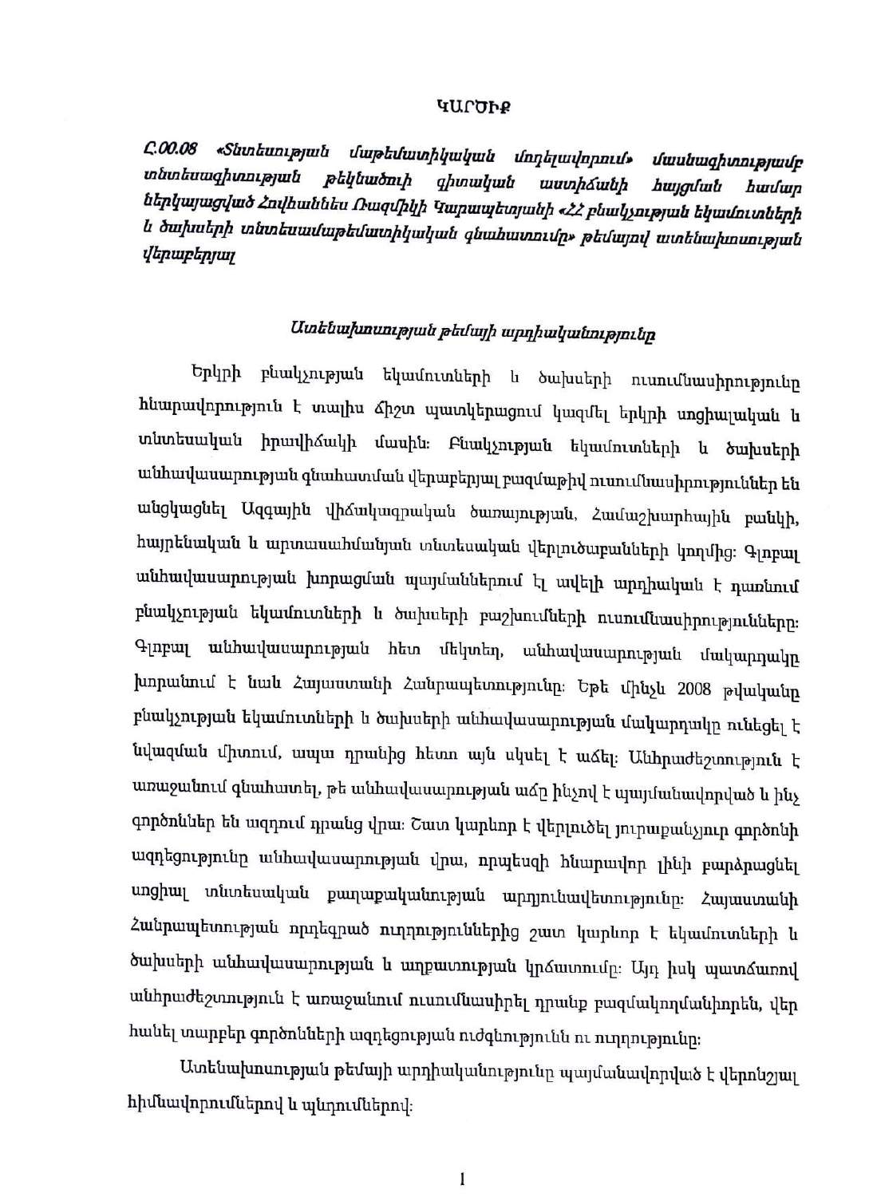# ԿԱՐԾԻՔ

*Ը.00.08 «Տնտեսության մաթեմատիկական մոդելավորում» մասնագիտությամբ տնտեսագիտության թեկնածուի գիտական աստիճանի հայցման համար ներկայացված Հովհաննես Ռազմիկի Կարապետյանի «ՀՀ բնակչության եկամուտների և ծախսերի տնտեսամաթեմատիկական գնահատումը» թեմայով ատենախոսության վերաբերյալ*

## *Ատենախոսության թեմայի արդիականությունը*

Երկրի բնակչության եկամուտների և ծախսերի ուսումնասիրությունը հնարավորություն է տալիս ճիշտ պատկերացում կազմել երկրի սոցիալական և տնտեսական իրավիճակի մասին: Բնակչության եկամուտների և ծախսերի անհավասարության գնահատման վերաբերյալ բազմաթիվ ուսումնասիրություններ են անցկացնել Ազգային վիճակագրական ծառայության, Համաշխարհային բանկի, հայրենական և արտասահմանյան տնտեսական վերլուծաբանների կողմից: Գլոբալ անհավասարության խորացման պայմաններում էլ ավելի արդիական է դառնում բնակչության եկամուտների և ծախսերի բաշխումների ուսումնասիրությունները: Գլոբալ անհավասարության հետ մեկտեղ, անհավասարության մակարդակը խորանում է նաև Հայաստանի Հանրապետությունը: Եթե մինչև 2008 թվականը բնակչության եկամուտների և ծախսերի անհավասարության մակարդակը ունեցել է նվազման միտում, ապա դրանից հետո այն սկսել է աճել: Անհրաժեշտություն է առաջանում գնահատել, թե անհավասարության աճը ինչով է պայմանավորված և ինչ գործոններ են ազդում դրանց վրա: Շատ կարևոր է վերլուծել յուրաքանչյուր գործոնի ազդեցությունը անհավասարության վրա, որպեսզի հնարավոր լինի բարձրացնել սոցիալ տնտեսական քաղաքականության արդյունավետությունը: Հայաստանի Հանրապետության որդեգրած ուղղություններից շատ կարևոր է եկամուտների և ծախսերի անհավասարության և աղքատության կրճատումը: Այդ իսկ պատճառով անհրաժեշտություն է առաջանում ուսումնասիրել դրանք բազմակողմանիորեն, վեր հանել տարբեր գործոնների ազդեցության ուժգնությունն ու ուղղությունը:

Ատենախոսության թեմայի արդիականությունը պայմանավորված է վերոնշյալ հիմնավորումներով և պնդումներով: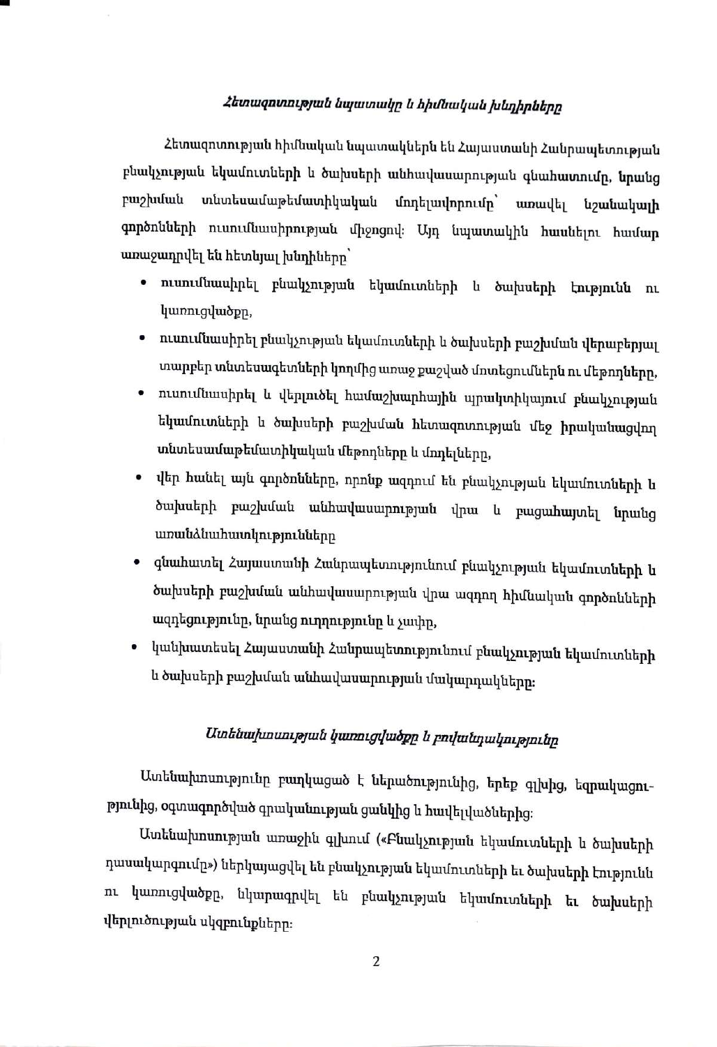### *Հետազոտության նպատակը և հիմնական խնդիրները*

Հետազոտության հիմնական նպատակներն են Հայաստանի Հանրապետության բնակչության եկամուտների և ծախսերի անհավասարության գնահատումը, նրանց բաշխման տնտեսամաթեմատիկական մոդելավորումը՝ առավել նշանակալի գործոնների ուսումնասիրության միջոցով: Այդ նպատակին հասնելու համար առաջադրվել են հետևյալ խնդիրները՝

- ուսումնասիրել բնակչության եկամուտների և ծախսերի էությունն ու կառուցվածքը,
- ուսումնասիրել բնակչության եկամուտների և ծախսերի բաշխման վերաբերյալ տարբեր տնտեսագետների կողմից առաջ քաշված մոտեցումներն ու մեթոդները,
- ուսումնասիրել և վերլուծել համաշխարհային պրակտիկայում բնակչության եկամուտների և ծախսերի բաշխման հետազոտության մեջ իրականացվող տնտեսամաթեմատիկական մեթոդները և մոդելները,
- վեր հանել այն գործոնները, որոնք ազդում են բնակչության եկամուտների և ծախսերի բաշխման անհավասարության վրա և բացահայտել նրանց առանձնահատկությունները
- գնահատել Հայաստանի Հանրապետությունում բնակչության եկամուտների և ծախսերի բաշխման անհավասարության վրա ազդող հիմնական գործոնների ազդեցությունը, նրանց ուղղությունը և չափը,
- կանխատեսել Հայաստանի Հանրապետությունում բնակչության եկամուտների և ծախսերի բաշխման անհավասարության մակարդակները:

### *Ատենախոսության կառուցվածքը և բովանդակությունը*

Ատենախոսությունը բաղկացած է ներածությունից, երեք գլխից, եզրակացությունից, օգտագործված գրականության ցանկից և հավելվածներից:

Ատենախոսության առաջին գլխում («Բնակչության եկամուտների և ծախսերի դասակարգումը») ներկայացվել են բնակչության եկամուտների եւ ծախսերի էությունն ու կառուցվածքը, նկարագրվել են բնակչության եկամուտների եւ ծախսերի վերլուծության սկզբունքները: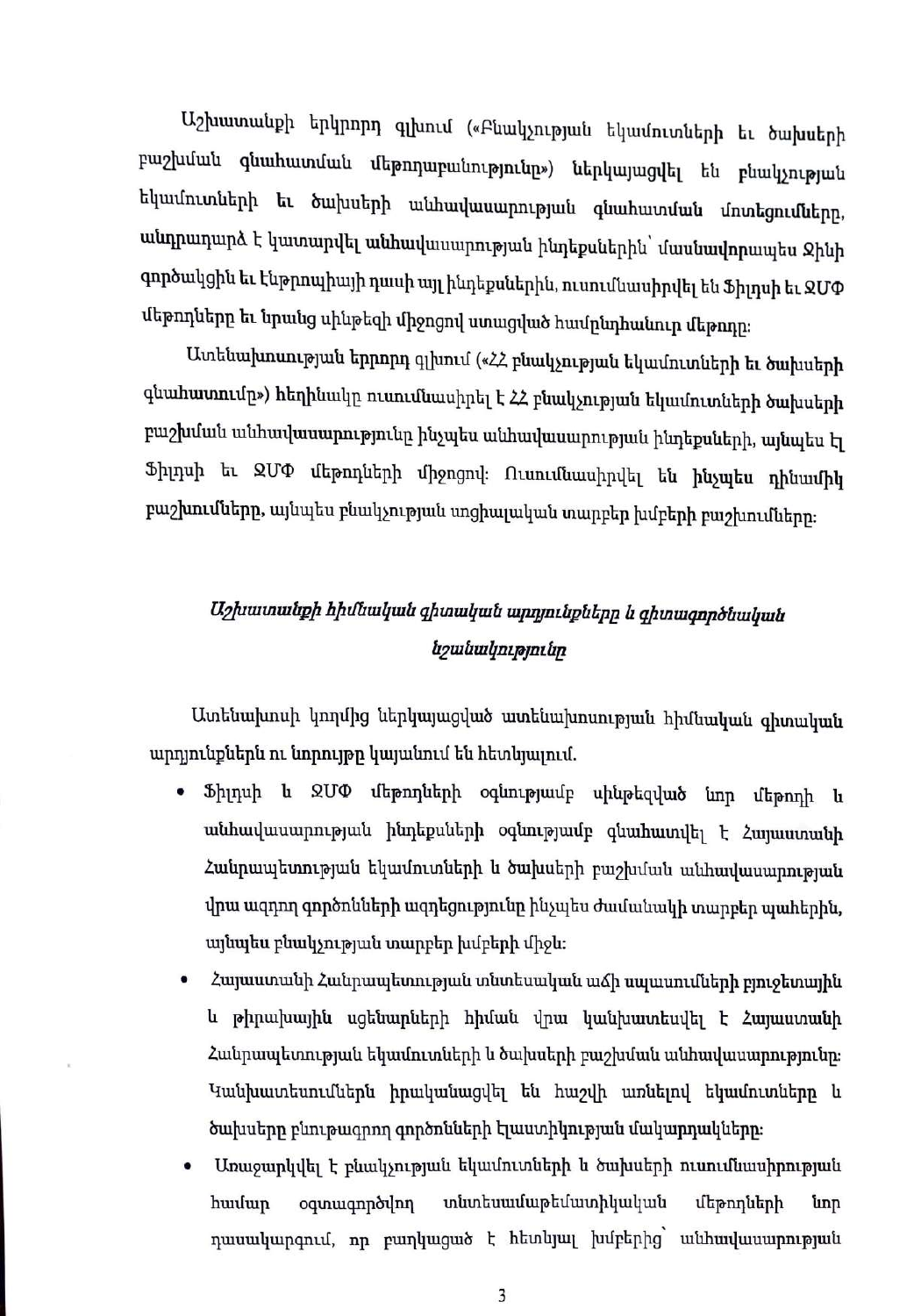Աշխատանքի երկրորդ գլխում («Բնակչության եկամուտների եւ ծախսերի բաշխման գնահատման մեթոդաբանությունը») ներկայացվել են բնակչության եկամուտների եւ ծախսերի անհավասարության գնահատման մոտեցումները, անդրադարձ է կատարվել անհավասարության ինդեքսներին՝ մասնավորապես Ջինի գործակցին եւ էնթրոպիայի դասի այլ ինդեքսներին, ուսումնասիրվել են Ֆիլդսի եւ ՋՄՓ մեթոդները եւ նրանց սինթեզի միջոցով ստացված համընդհանուր մեթոդը:

Ատենախոսության երրորդ գլխում («ՀՀ բնակչության եկամուտների եւ ծախսերի գնահատումը») հեղինակը ուսումնասիրել է ՀՀ բնակչության եկամուտների ծախսերի բաշխման անհավասարությունը ինչպես անհավասարության ինդեքսների, այնպես էլ Ֆիլդսի եւ ՋՄՓ մեթոդների միջոցով: Ուսումնասիրվել են ինչպես դինամիկ բաշխումները, այնպես բնակչության սոցիալական տարբեր խմբերի բաշխումները:

### *Աշխատանքի հիմնական գիտական արդյունքները և գիտագործնական նշանակությունը*

Ատենախոսի կողմից ներկայացված ատենախոսության հիմնական գիտական արդյունքներն ու նորույթը կայանում են հետևյալում.

- Ֆիլդսի և ՋՄՓ մեթոդների օգնությամբ սինթեզված նոր մեթոդի և անհավասարության ինդեքսների օգնությամբ գնահատվել է Հայաստանի Հանրապետության եկամուտների և ծախսերի բաշխման անհավասարության վրա ազդող գործոնների ազդեցությունը ինչպես ժամանակի տարբեր պահերին, այնպես բնակչության տարբեր խմբերի միջև:
- Հայաստանի Հանրապետության տնտեսական աճի սպասումների բյուջետային և թիրախային սցենարների հիման վրա կանխատեսվել է Հայաստանի Հանրապետության եկամուտների և ծախսերի բաշխման անհավասարությունը: Կանխատեսումներն իրականացվել են հաշվի առնելով եկամուտները և ծախսերը բնութագրող գործոնների էլաստիկության մակարդակները:
- Առաջարկվել է բնակչության եկամուտների և ծախսերի ուսումնասիրության համար օգտագործվող տնտեսամաթեմատիկական մեթոդների նոր դասակարգում, որ բաղկացած է հետևյալ խմբերից՝ անհավասարության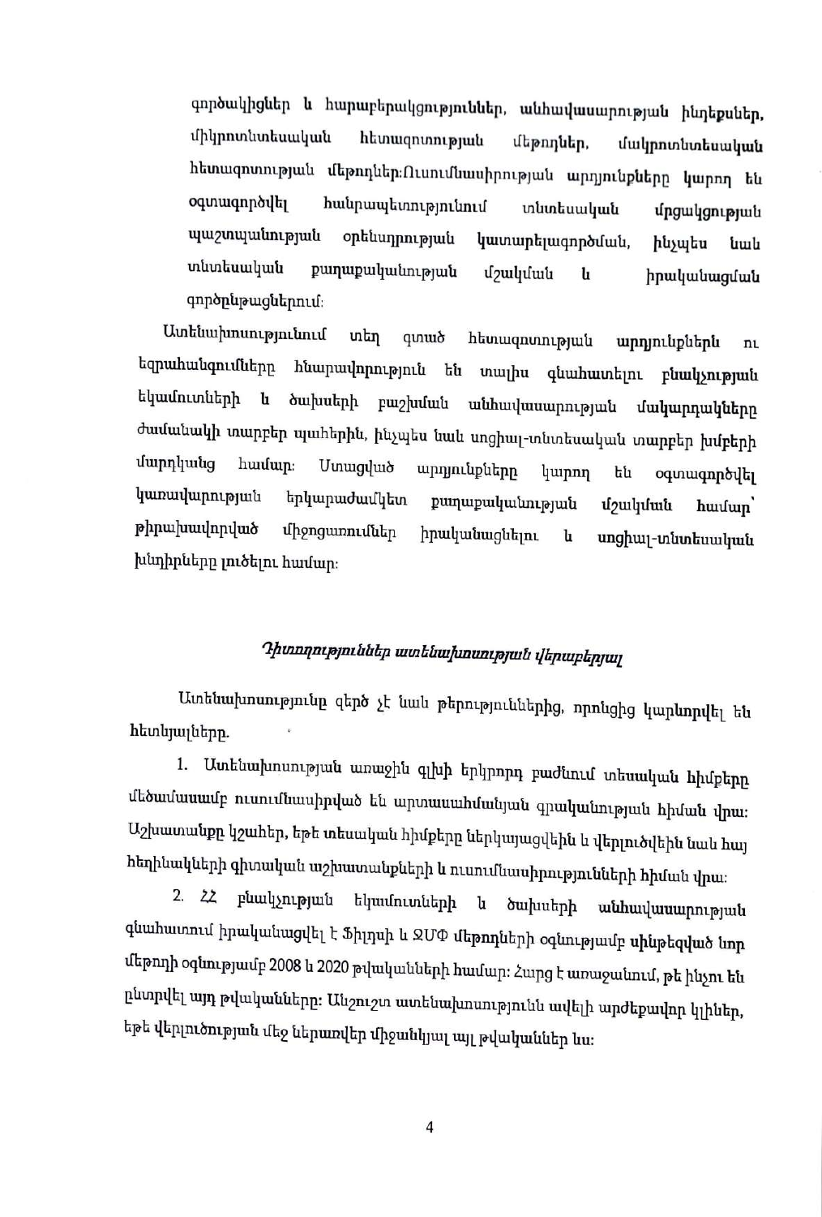գործակիցներ և հարաբերակցություններ, անհավասարության ինդեքսներ, միկրոտնտեսական հետազոտության մեթոդներ, մակրոտնտեսական հետազոտության մեթոդներ։Ուսումնասիրության արդյունքները կարող են օգտագործվել հանրապետությունում տնտեսական մրցակցության պաշտպանության օրենսդրության կատարելագործման, ինչպես նաև տնտեսական քաղաքականության մշակման և իրականացման գործընթացներում։

Ատենախոսությունում տեղ գտած հետազոտության արդյունքներն ու եզրահանգումները հնարավորություն են տալիս գնահատելու բնակչության եկամուտների և ծախսերի բաշխման անհավասարության մակարդակները ժամանակի տարբեր պահերին, ինչպես նաև սոցիալ-տնտեսական տարբեր խմբերի մարդկանց համար։ Ստացված արդյունքները կարող են օգտագործվել կառավարության երկարաժամկետ քաղաքականության մշակման համար՝ թիրախավորված միջոցառումներ իրականացնելու և սոցիալ-տնտեսական խնդիրները լուծելու համար։

*Դիտողություններ ատենախոսության վերաբերյալ*

Ատենախոսությունը զերծ չէ նաև թերություններից, որոնցից կարևորվել են հետևյալները.

1. Ատենախոսության առաջին գլխի երկրորդ բաժնում տեսական հիմքերը մեծամասամբ ուսումնասիրված են արտասահմանյան գրականության հիման վրա։ Աշխատանքը կշահեր, եթե տեսական հիմքերը ներկայացվեին և վերլուծվեին նաև հայ հեղինակների գիտական աշխատանքների և ուսումնասիրությունների հիման վրա։

2. ՀՀ բնակչության եկամուտների և ծախսերի անհավասարության գնահատում իրականացվել է Ջինիի և ՉՄՓ մեթոդների օգնությամբ սինթեզված նոր մեթոդի օգնությամբ 2008 և 2020 թվականների համար։ Հարց է առաջանում, թե ինչու են ընտրվել այդ թվականները։ Անշուշտ ատենախոսությունն ավելի արժեքավոր կլիներ, եթե վերլուծության մեջ ներառվեր միջանկյալ այլ թվականներ ևս։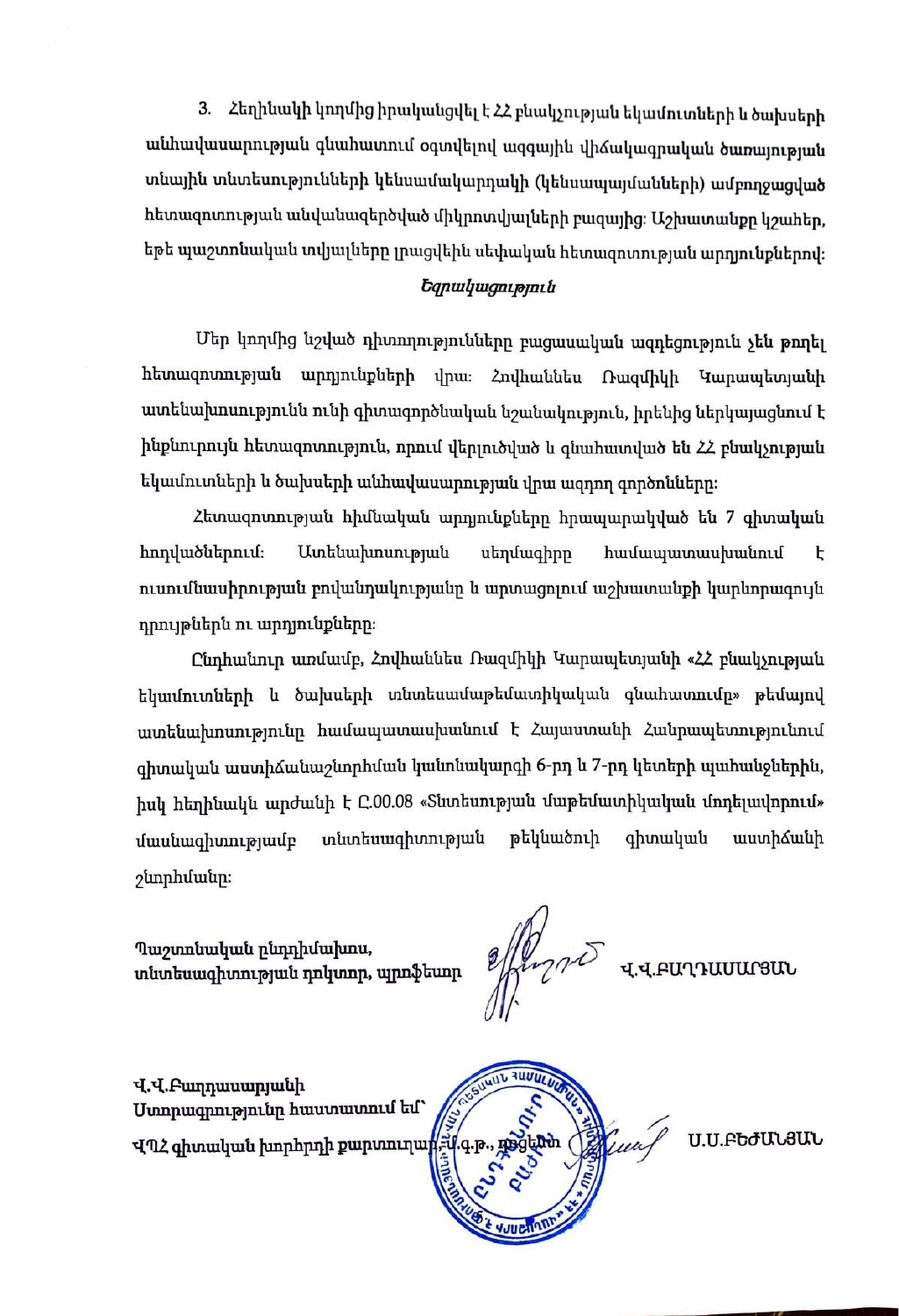3. Հեղինակի կողմից իրականացվել է ՀՀ բնակչության եկամուտների և ծախսերի անհավասարության գնահատում օգտվելով ազգային վիճակագրական ծառայության տնային տնտեսությունների կենսամակարդակի (կենսապայմանների) ամբողջացված հետազոտության անվանազերծված միկրոտվյալների բազայից: Աշխատանքը կշահեր, եթե պաշտոնական տվյալները լրացվեին սեփական հետազոտության արդյունքներով:

***Եզրակացություն***

Մեր կողմից նշված դիտողությունները բացասական ազդեցություն չեն թողել հետազոտության արդյունքների վրա: Հովհաննես Ռազմիկի Կարապետյանի ատենախոսությունն ունի գիտագործնական նշանակություն, իրենից ներկայացնում է ինքնուրույն հետազոտություն, որում վերլուծված և գնահատված են ՀՀ բնակչության եկամուտների և ծախսերի անհավասարության վրա ազդող գործոնները:

Հետազոտության հիմնական արդյունքները հրապարակված են 7 գիտական հոդվածներում: Ատենախոսության սեղմագիրը համապատասխանում է ուսումնասիրության բովանդակությանը և արտացոլում աշխատանքի կարևորագույն դրույթներն ու արդյունքները:

Ընդհանուր առմամբ, Հովհաննես Ռազմիկի Կարապետյանի «ՀՀ բնակչության եկամուտների և ծախսերի տնտեսամաթեմատիկական գնահատումը» թեմայով ատենախոսությունը համապատասխանում է Հայաստանի Հանրապետությունում գիտական աստիճանաշնորհման կանոնակարգի 6-րդ և 7-րդ կետերի պահանջներին, իսկ հեղինակն արժանի է Ը.00.08 «Տնտեսության մաթեմատիկական մոդելավորում» մասնագիտությամբ տնտեսագիտության թեկնածուի գիտական աստիճանի շնորհմանը:

Պաշտոնական ընդդիմախոս,
տնտեսագիտության դոկտոր, պրոֆեսոր — Վ.Վ.ԲԱՂԴԱՍԱՐՅԱՆ

Վ.Վ.Բաղդասարյանի
Ստորագրությունը հաստատում եմ՝
ՎՊՀ գիտական խորհրդի քարտուղար, մ.գ.թ., դոցենտ — Ս.Ս.ԲԵԺԱՆՅԱՆ